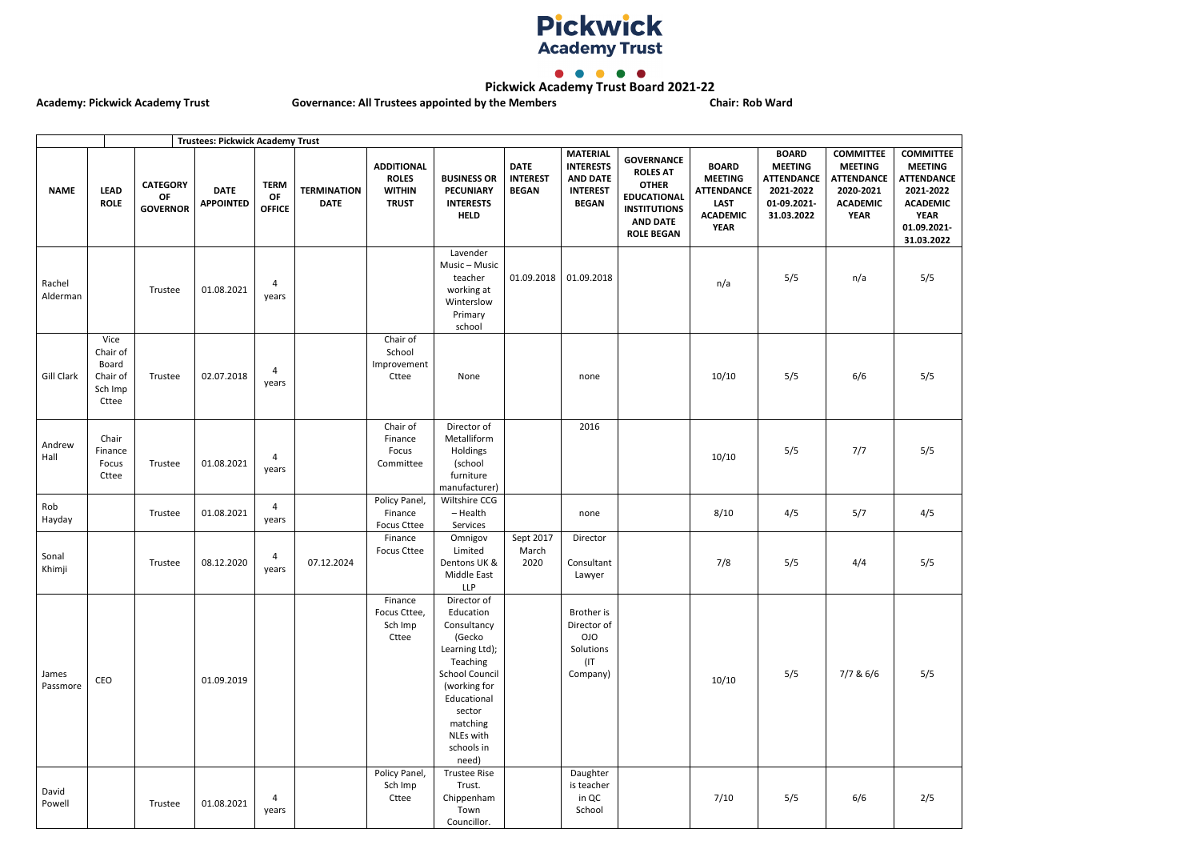# Pickwick Academy Trust

## Pickwick Academy Trust Board 2021-22

**Academy: Pickwick Academy Trust** | **Governance: All Trustees appointed by the Members** | **Chair: Rob Ward**

| | | | **Trustees: Pickwick Academy Trust** | | | | | | | | | | | |
|---|---|---|---|---|---|---|---|---|---|---|---|---|---|---|
| **NAME** | **LEAD ROLE** | **CATEGORY OF GOVERNOR** | **DATE APPOINTED** | **TERM OF OFFICE** | **TERMINATION DATE** | **ADDITIONAL ROLES WITHIN TRUST** | **BUSINESS OR PECUNIARY INTERESTS HELD** | **DATE INTEREST BEGAN** | **MATERIAL INTERESTS AND DATE INTEREST BEGAN** | **GOVERNANCE ROLES AT OTHER EDUCATIONAL INSTITUTIONS AND DATE ROLE BEGAN** | **BOARD MEETING ATTENDANCE LAST ACADEMIC YEAR** | **BOARD MEETING ATTENDANCE 2021-2022 01-09.2021-31.03.2022** | **COMMITTEE MEETING ATTENDANCE 2020-2021 ACADEMIC YEAR** | **COMMITTEE MEETING ATTENDANCE 2021-2022 ACADEMIC YEAR 01.09.2021-31.03.2022** |
| Rachel Alderman | | Trustee | 01.08.2021 | 4 years | | | Lavender Music – Music teacher working at Winterslow Primary school | 01.09.2018 | 01.09.2018 | | n/a | 5/5 | n/a | 5/5 |
| Gill Clark | Vice Chair of Board Chair of Sch Imp Cttee | Trustee | 02.07.2018 | 4 years | | Chair of School Improvement Cttee | None | | none | | 10/10 | 5/5 | 6/6 | 5/5 |
| Andrew Hall | Chair Finance Focus Cttee | Trustee | 01.08.2021 | 4 years | | Chair of Finance Focus Committee | Director of Metalliform Holdings (school furniture manufacturer) | | 2016 | | 10/10 | 5/5 | 7/7 | 5/5 |
| Rob Hayday | | Trustee | 01.08.2021 | 4 years | | Policy Panel, Finance Focus Cttee | Wiltshire CCG – Health Services | | none | | 8/10 | 4/5 | 5/7 | 4/5 |
| Sonal Khimji | | Trustee | 08.12.2020 | 4 years | 07.12.2024 | Finance Focus Cttee | Omnigov Limited Dentons UK & Middle East LLP | Sept 2017 March 2020 | Director Consultant Lawyer | | 7/8 | 5/5 | 4/4 | 5/5 |
| James Passmore | CEO | | 01.09.2019 | | | Finance Focus Cttee, Sch Imp Cttee | Director of Education Consultancy (Gecko Learning Ltd); Teaching School Council (working for Educational sector matching NLEs with schools in need) | | Brother is Director of OJO Solutions (IT Company) | | 10/10 | 5/5 | 7/7 & 6/6 | 5/5 |
| David Powell | | Trustee | 01.08.2021 | 4 years | | Policy Panel, Sch Imp Cttee | Trustee Rise Trust. Chippenham Town Councillor. | | Daughter is teacher in QC School | | 7/10 | 5/5 | 6/6 | 2/5 |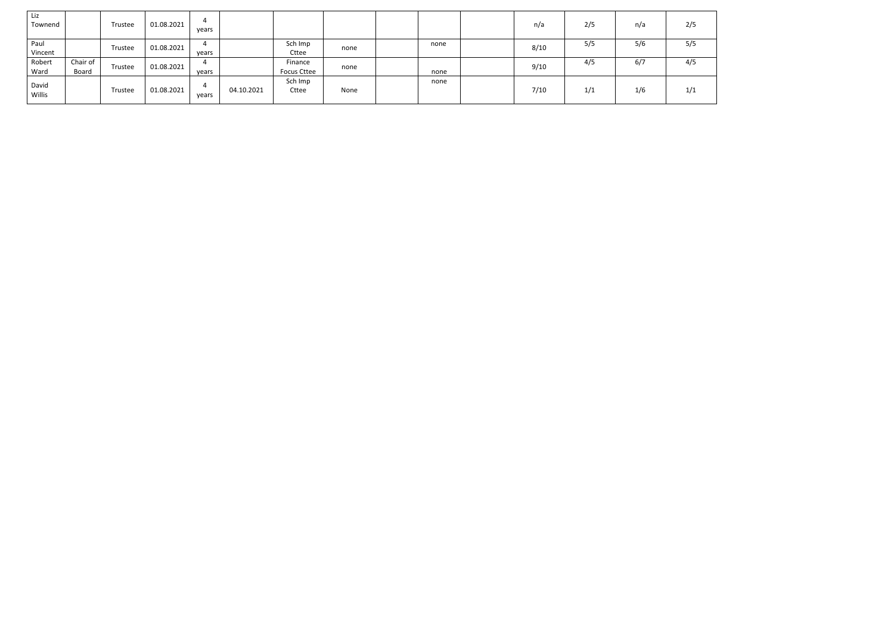| | | | | | | | | | | | | | | |
|---|---|---|---|---|---|---|---|---|---|---|---|---|---|---|
| Liz Townend | | Trustee | 01.08.2021 | 4 years | | | | | | | n/a | 2/5 | n/a | 2/5 |
| Paul Vincent | | Trustee | 01.08.2021 | 4 years | | Sch Imp Cttee | none | | none | | 8/10 | 5/5 | 5/6 | 5/5 |
| Robert Ward | Chair of Board | Trustee | 01.08.2021 | 4 years | | Finance Focus Cttee | none | | none | | 9/10 | 4/5 | 6/7 | 4/5 |
| David Willis | | Trustee | 01.08.2021 | 4 years | 04.10.2021 | Sch Imp Cttee | None | | none | | 7/10 | 1/1 | 1/6 | 1/1 |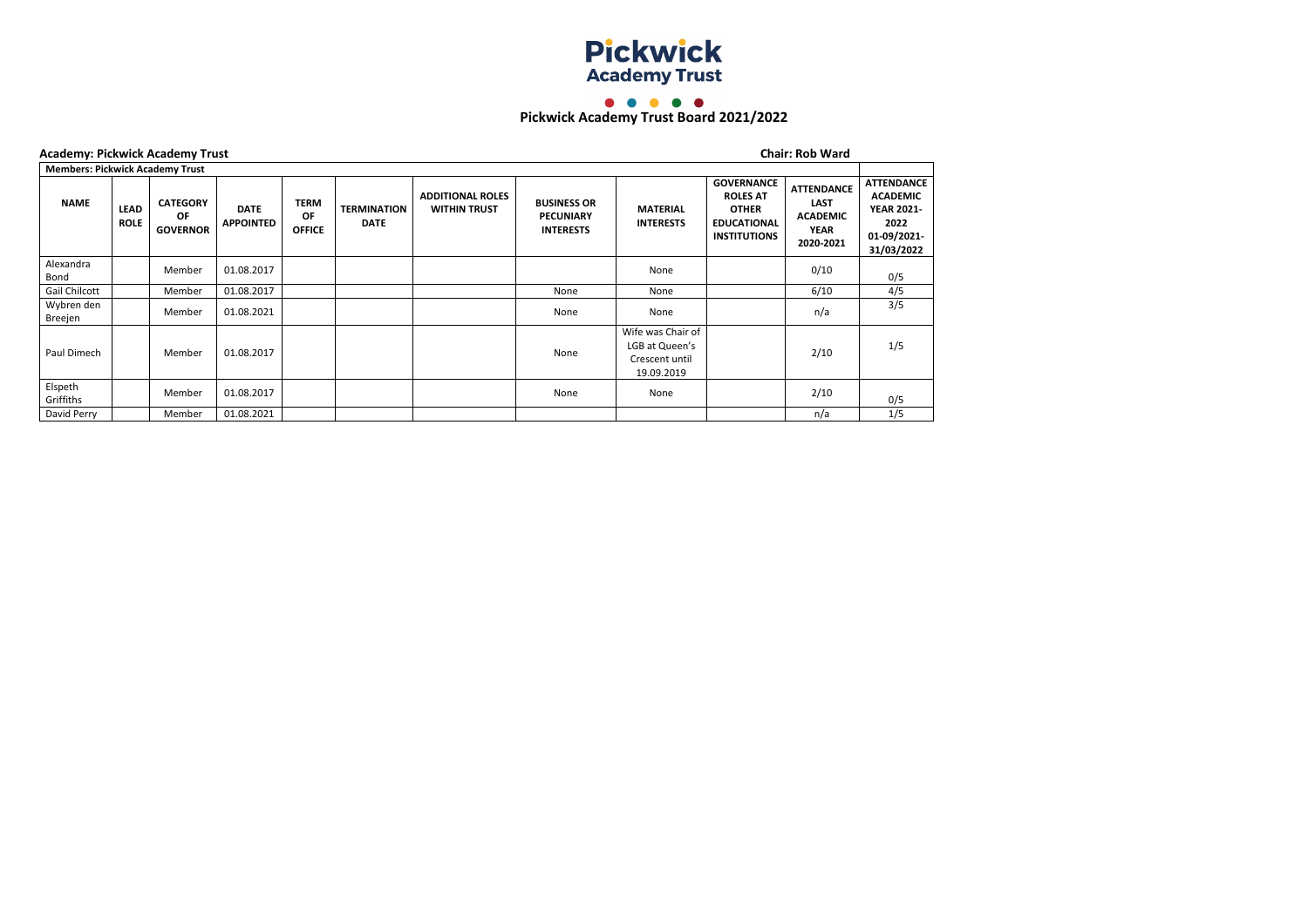Pickwick Academy Trust

# Pickwick Academy Trust Board 2021/2022

**Academy: Pickwick Academy Trust** **Chair: Rob Ward**

**Members: Pickwick Academy Trust**

| NAME | LEAD ROLE | CATEGORY OF GOVERNOR | DATE APPOINTED | TERM OF OFFICE | TERMINATION DATE | ADDITIONAL ROLES WITHIN TRUST | BUSINESS OR PECUNIARY INTERESTS | MATERIAL INTERESTS | GOVERNANCE ROLES AT OTHER EDUCATIONAL INSTITUTIONS | ATTENDANCE LAST ACADEMIC YEAR 2020-2021 | ATTENDANCE ACADEMIC YEAR 2021-2022 01-09/2021-31/03/2022 |
|---|---|---|---|---|---|---|---|---|---|---|---|
| Alexandra Bond | | Member | 01.08.2017 | | | | | None | | 0/10 | 0/5 |
| Gail Chilcott | | Member | 01.08.2017 | | | | None | None | | 6/10 | 4/5 |
| Wybren den Breejen | | Member | 01.08.2021 | | | | None | None | | n/a | 3/5 |
| Paul Dimech | | Member | 01.08.2017 | | | | None | Wife was Chair of LGB at Queen's Crescent until 19.09.2019 | | 2/10 | 1/5 |
| Elspeth Griffiths | | Member | 01.08.2017 | | | | None | None | | 2/10 | 0/5 |
| David Perry | | Member | 01.08.2021 | | | | | | | n/a | 1/5 |